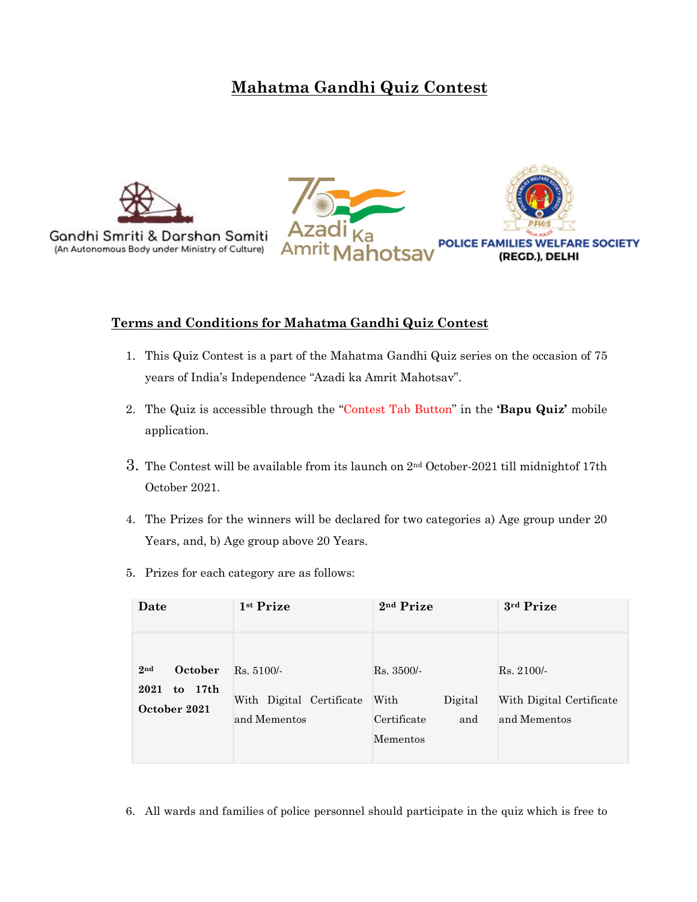# Mahatma Gandhi Quiz Contest

Gandhi Smriti & Darshan Samiti
(An Autonomous Body under Ministry of Culture)

Azadi Ka Amrit Mahotsav

POLICE FAMILIES WELFARE SOCIETY (REGD.), DELHI

## Terms and Conditions for Mahatma Gandhi Quiz Contest

1. This Quiz Contest is a part of the Mahatma Gandhi Quiz series on the occasion of 75 years of India's Independence "Azadi ka Amrit Mahotsav".
2. The Quiz is accessible through the "Contest Tab Button" in the **'Bapu Quiz'** mobile application.
3. The Contest will be available from its launch on 2nd October-2021 till midnightof 17th October 2021.
4. The Prizes for the winners will be declared for two categories a) Age group under 20 Years, and, b) Age group above 20 Years.
5. Prizes for each category are as follows:

| Date | 1st Prize | 2nd Prize | 3rd Prize |
|---|---|---|---|
| **2nd October 2021 to 17th October 2021** | Rs. 5100/- With Digital Certificate and Mementos | Rs. 3500/- With Digital Certificate and Mementos | Rs. 2100/- With Digital Certificate and Mementos |

6. All wards and families of police personnel should participate in the quiz which is free to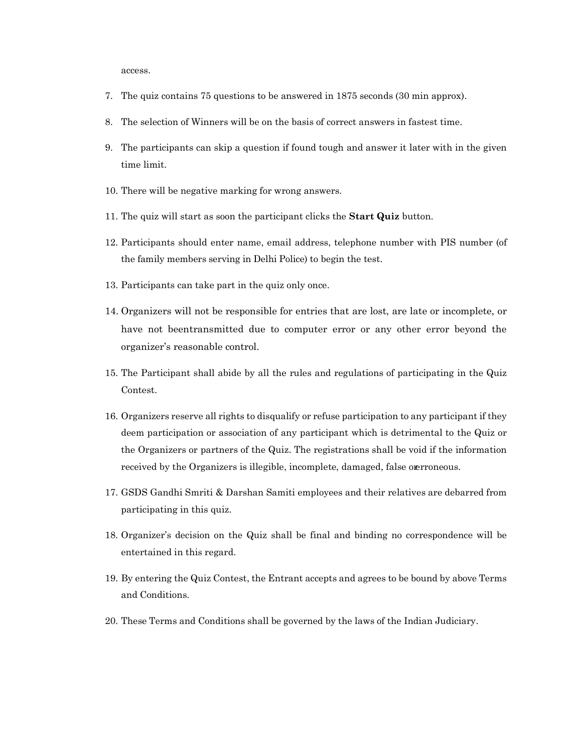access.

7. The quiz contains 75 questions to be answered in 1875 seconds (30 min approx).
8. The selection of Winners will be on the basis of correct answers in fastest time.
9. The participants can skip a question if found tough and answer it later with in the given time limit.
10. There will be negative marking for wrong answers.
11. The quiz will start as soon the participant clicks the **Start Quiz** button.
12. Participants should enter name, email address, telephone number with PIS number (of the family members serving in Delhi Police) to begin the test.
13. Participants can take part in the quiz only once.
14. Organizers will not be responsible for entries that are lost, are late or incomplete, or have not beentransmitted due to computer error or any other error beyond the organizer's reasonable control.
15. The Participant shall abide by all the rules and regulations of participating in the Quiz Contest.
16. Organizers reserve all rights to disqualify or refuse participation to any participant if they deem participation or association of any participant which is detrimental to the Quiz or the Organizers or partners of the Quiz. The registrations shall be void if the information received by the Organizers is illegible, incomplete, damaged, false orerroneous.
17. GSDS Gandhi Smriti & Darshan Samiti employees and their relatives are debarred from participating in this quiz.
18. Organizer's decision on the Quiz shall be final and binding no correspondence will be entertained in this regard.
19. By entering the Quiz Contest, the Entrant accepts and agrees to be bound by above Terms and Conditions.
20. These Terms and Conditions shall be governed by the laws of the Indian Judiciary.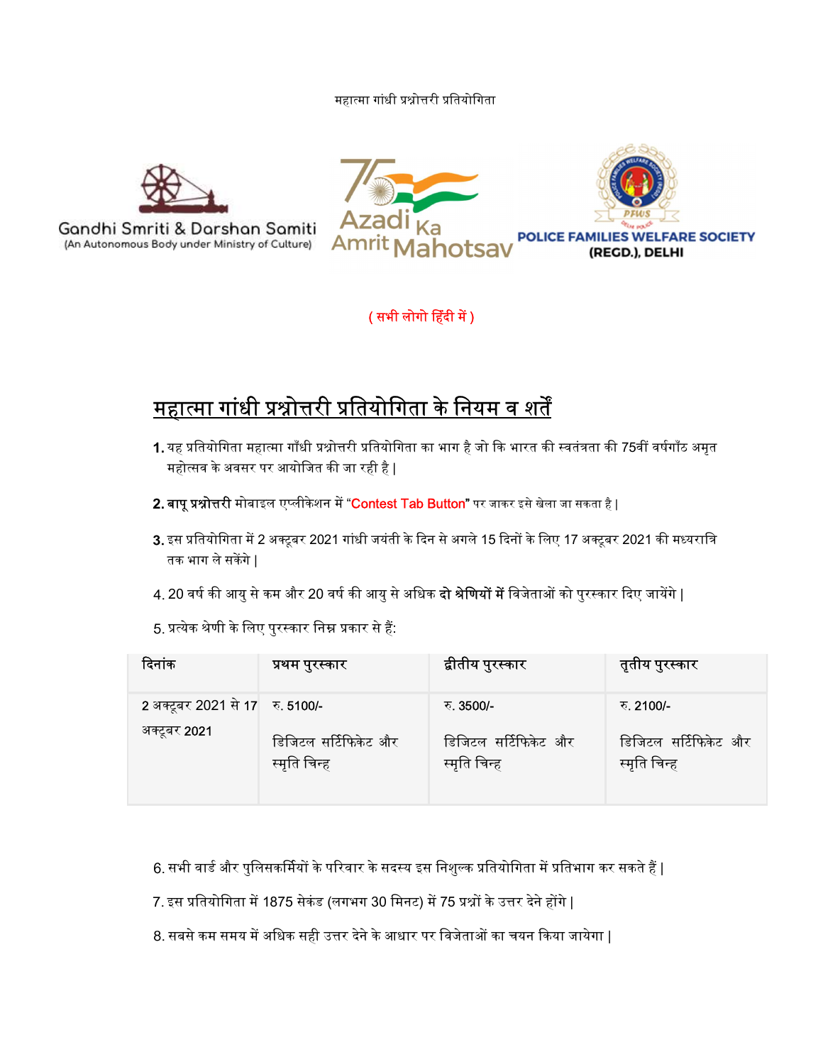महात्मा गांधी प्रश्नोत्तरी प्रतियोगिता

Gandhi Smriti & Darshan Samiti
(An Autonomous Body under Ministry of Culture)

Azadi Ka Amrit Mahotsav

POLICE FAMILIES WELFARE SOCIETY (REGD.), DELHI

( सभी लोगो हिंदी में )

## महात्मा गांधी प्रश्नोत्तरी प्रतियोगिता के नियम व शर्तें

**1.** यह प्रतियोगिता महात्मा गाँधी प्रश्नोत्तरी प्रतियोगिता का भाग है जो कि भारत की स्वतंत्रता की 75वीं वर्षगाँठ अमृत महोत्सव के अवसर पर आयोजित की जा रही है |

**2. बापू प्रश्नोत्तरी** मोबाइल एप्लीकेशन में **"Contest Tab Button"** पर जाकर इसे खेला जा सकता है |

**3.** इस प्रतियोगिता में 2 अक्टूबर 2021 गांधी जयंती के दिन से अगले 15 दिनों के लिए 17 अक्टूबर 2021 की मध्यरात्रि तक भाग ले सकेंगे |

4. 20 वर्ष की आयु से कम और 20 वर्ष की आयु से अधिक **दो श्रेणियों में** विजेताओं को पुरस्कार दिए जायेंगे |

5. प्रत्येक श्रेणी के लिए पुरस्कार निम्न प्रकार से हैं:

| दिनांक | प्रथम पुरस्कार | द्वीतीय पुरस्कार | तृतीय पुरस्कार |
|---|---|---|---|
| 2 अक्टूबर 2021 से 17 अक्टूबर 2021 | रु. 5100/- डिजिटल सर्टिफिकेट और स्मृति चिन्ह | रु. 3500/- डिजिटल सर्टिफिकेट और स्मृति चिन्ह | रु. 2100/- डिजिटल सर्टिफिकेट और स्मृति चिन्ह |

6. सभी वार्ड और पुलिसकर्मियों के परिवार के सदस्य इस निशुल्क प्रतियोगिता में प्रतिभाग कर सकते हैं |

7. इस प्रतियोगिता में 1875 सेकंड (लगभग 30 मिनट) में 75 प्रश्नों के उत्तर देने होंगे |

8. सबसे कम समय में अधिक सही उत्तर देने के आधार पर विजेताओं का चयन किया जायेगा |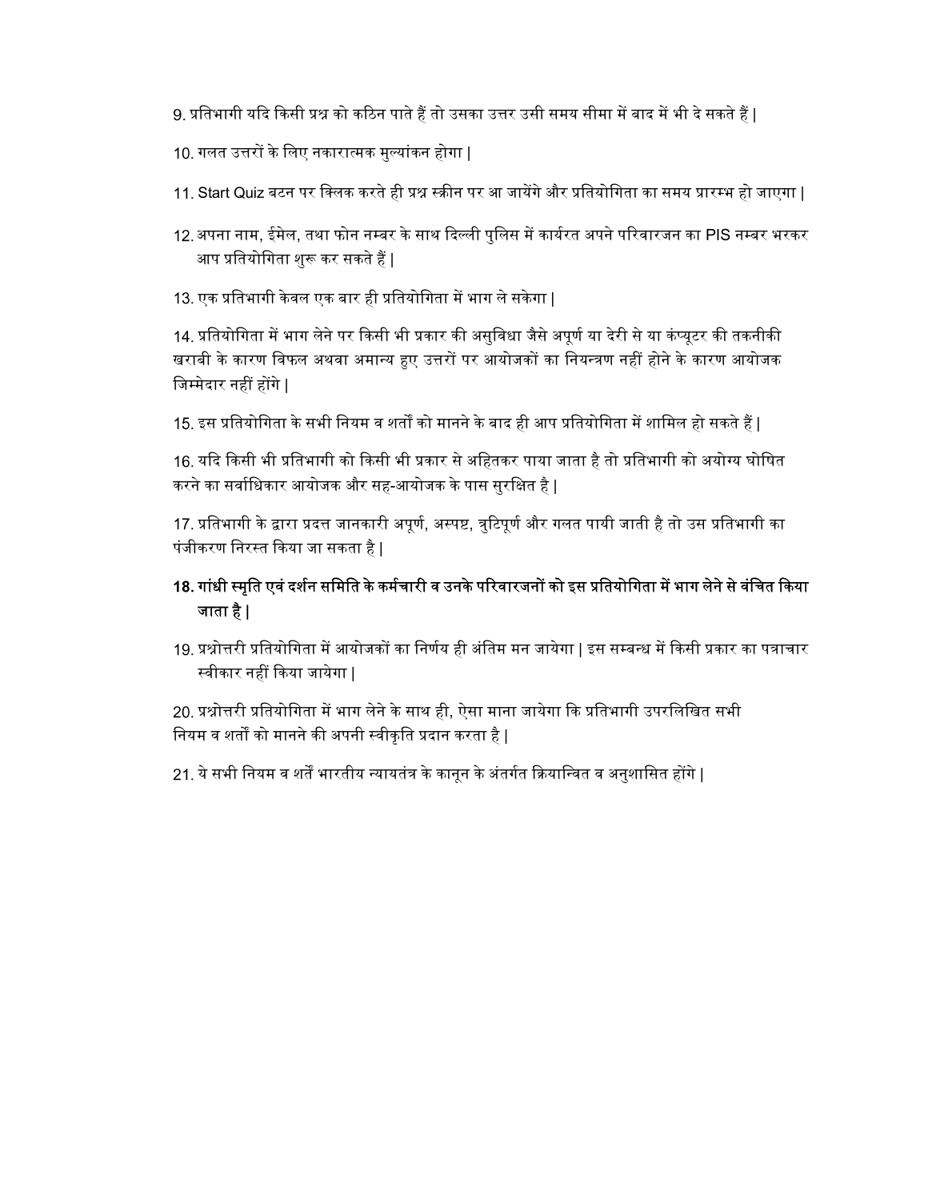9. प्रतिभागी यदि किसी प्रश्न को कठिन पाते हैं तो उसका उत्तर उसी समय सीमा में बाद में भी दे सकते हैं |

10. गलत उत्तरों के लिए नकारात्मक मुल्यांकन होगा |

11. Start Quiz बटन पर क्लिक करते ही प्रश्न स्क्रीन पर आ जायेंगे और प्रतियोगिता का समय प्रारम्भ हो जाएगा |

12. अपना नाम, ईमेल, तथा फोन नम्बर के साथ दिल्ली पुलिस में कार्यरत अपने परिवारजन का PIS नम्बर भरकर आप प्रतियोगिता शुरू कर सकते हैं |

13. एक प्रतिभागी केवल एक बार ही प्रतियोगिता में भाग ले सकेगा |

14. प्रतियोगिता में भाग लेने पर किसी भी प्रकार की असुविधा जैसे अपूर्ण या देरी से या कंप्यूटर की तकनीकी खराबी के कारण विफल अथवा अमान्य हुए उत्तरों पर आयोजकों का नियन्त्रण नहीं होने के कारण आयोजक जिम्मेदार नहीं होंगे |

15. इस प्रतियोगिता के सभी नियम व शर्तों को मानने के बाद ही आप प्रतियोगिता में शामिल हो सकते हैं |

16. यदि किसी भी प्रतिभागी को किसी भी प्रकार से अहितकर पाया जाता है तो प्रतिभागी को अयोग्य घोषित करने का सर्वाधिकार आयोजक और सह-आयोजक के पास सुरक्षित है |

17. प्रतिभागी के द्वारा प्रदत्त जानकारी अपूर्ण, अस्पष्ट, त्रुटिपूर्ण और गलत पायी जाती है तो उस प्रतिभागी का पंजीकरण निरस्त किया जा सकता है |

**18. गांधी स्मृति एवं दर्शन समिति के कर्मचारी व उनके परिवारजनों को इस प्रतियोगिता में भाग लेने से वंचित किया जाता है |**

19. प्रश्नोत्तरी प्रतियोगिता में आयोजकों का निर्णय ही अंतिम मन जायेगा | इस सम्बन्ध में किसी प्रकार का पत्राचार स्वीकार नहीं किया जायेगा |

20. प्रश्नोत्तरी प्रतियोगिता में भाग लेने के साथ ही, ऐसा माना जायेगा कि प्रतिभागी उपरलिखित सभी नियम व शर्तों को मानने की अपनी स्वीकृति प्रदान करता है |

21. ये सभी नियम व शर्तें भारतीय न्यायतंत्र के कानून के अंतर्गत क्रियान्वित व अनुशासित होंगे |